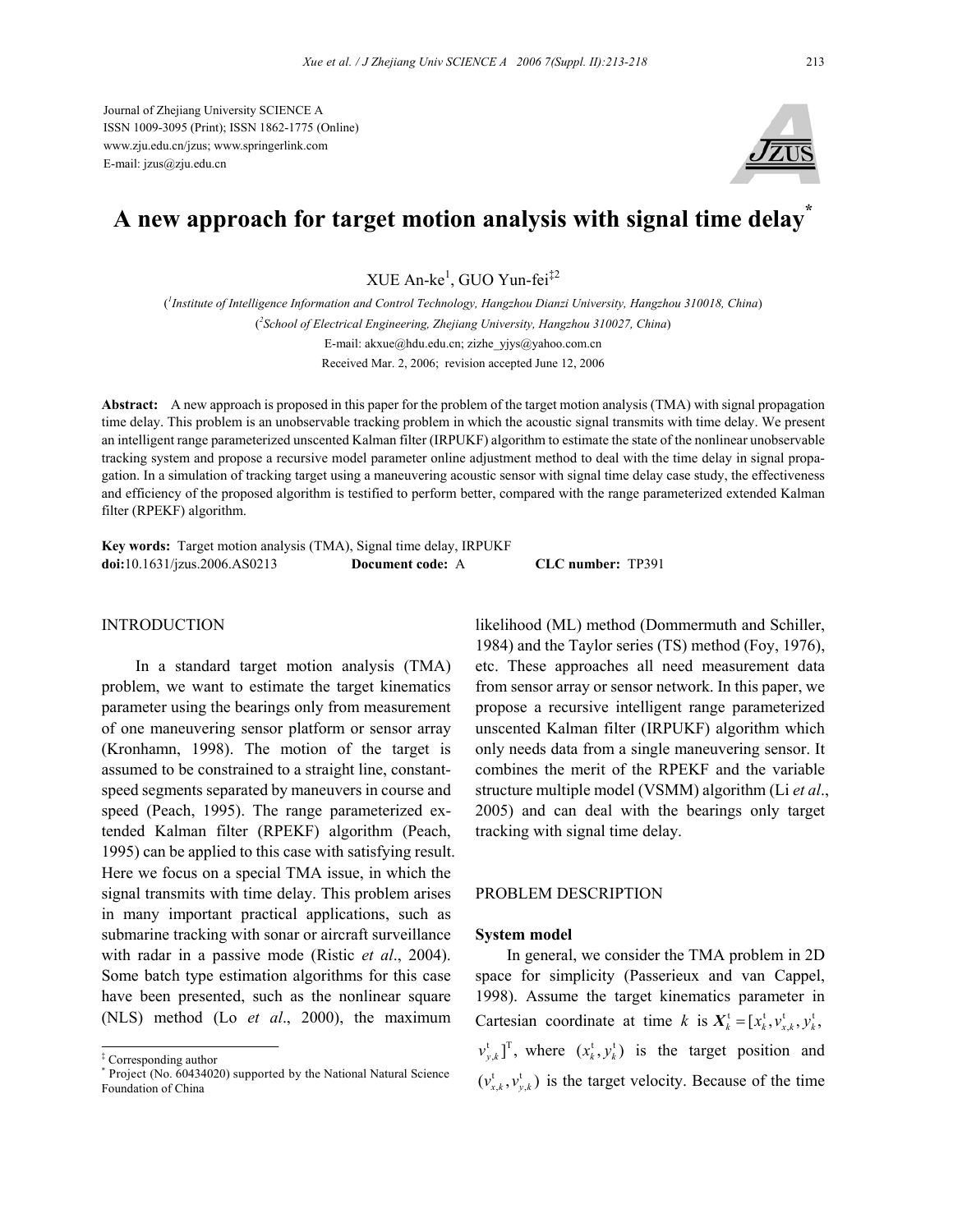Journal of Zhejiang University SCIENCE A
ISSN 1009-3095 (Print); ISSN 1862-1775 (Online)
www.zju.edu.cn/jzus; www.springerlink.com
E-mail: jzus@zju.edu.cn

# A new approach for target motion analysis with signal time delay*

XUE An-ke[1], GUO Yun-fei[‡2]

([1]*Institute of Intelligence Information and Control Technology, Hangzhou Dianzi University, Hangzhou 310018, China*)

([2]*School of Electrical Engineering, Zhejiang University, Hangzhou 310027, China*)

E-mail: akxue@hdu.edu.cn; zizhe_yjys@yahoo.com.cn

Received Mar. 2, 2006; revision accepted June 12, 2006

**Abstract:** A new approach is proposed in this paper for the problem of the target motion analysis (TMA) with signal propagation time delay. This problem is an unobservable tracking problem in which the acoustic signal transmits with time delay. We present an intelligent range parameterized unscented Kalman filter (IRPUKF) algorithm to estimate the state of the nonlinear unobservable tracking system and propose a recursive model parameter online adjustment method to deal with the time delay in signal propagation. In a simulation of tracking target using a maneuvering acoustic sensor with signal time delay case study, the effectiveness and efficiency of the proposed algorithm is testified to perform better, compared with the range parameterized extended Kalman filter (RPEKF) algorithm.

**Key words:** Target motion analysis (TMA), Signal time delay, IRPUKF

**doi:**10.1631/jzus.2006.AS0213 **Document code:** A **CLC number:** TP391

## INTRODUCTION

In a standard target motion analysis (TMA) problem, we want to estimate the target kinematics parameter using the bearings only from measurement of one maneuvering sensor platform or sensor array (Kronhamn, 1998). The motion of the target is assumed to be constrained to a straight line, constant-speed segments separated by maneuvers in course and speed (Peach, 1995). The range parameterized extended Kalman filter (RPEKF) algorithm (Peach, 1995) can be applied to this case with satisfying result. Here we focus on a special TMA issue, in which the signal transmits with time delay. This problem arises in many important practical applications, such as submarine tracking with sonar or aircraft surveillance with radar in a passive mode (Ristic *et al*., 2004). Some batch type estimation algorithms for this case have been presented, such as the nonlinear square (NLS) method (Lo *et al*., 2000), the maximum likelihood (ML) method (Dommermuth and Schiller, 1984) and the Taylor series (TS) method (Foy, 1976), etc. These approaches all need measurement data from sensor array or sensor network. In this paper, we propose a recursive intelligent range parameterized unscented Kalman filter (IRPUKF) algorithm which only needs data from a single maneuvering sensor. It combines the merit of the RPEKF and the variable structure multiple model (VSMM) algorithm (Li *et al*., 2005) and can deal with the bearings only target tracking with signal time delay.

## PROBLEM DESCRIPTION

### System model

In general, we consider the TMA problem in 2D space for simplicity (Passerieux and van Cappel, 1998). Assume the target kinematics parameter in Cartesian coordinate at time $k$ is $\boldsymbol{X}_k^{\rm t}=[x_k^{\rm t}, v_{x,k}^{\rm t}, y_k^{\rm t}, v_{y,k}^{\rm t}]^{\rm T}$, where $(x_k^{\rm t}, y_k^{\rm t})$ is the target position and $(v_{x,k}^{\rm t}, v_{y,k}^{\rm t})$ is the target velocity. Because of the time

‡ Corresponding author

\* Project (No. 60434020) supported by the National Natural Science Foundation of China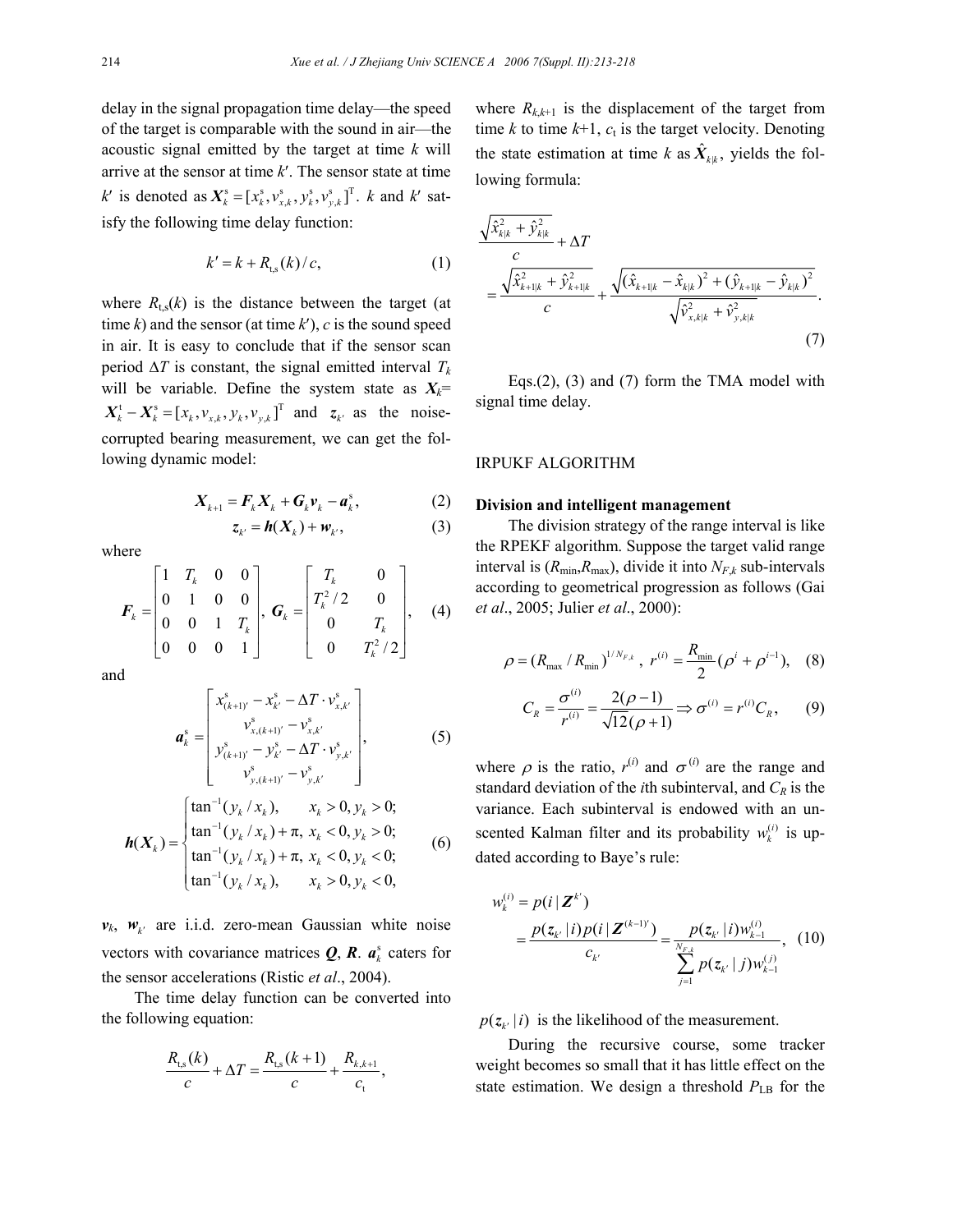delay in the signal propagation time delay—the speed of the target is comparable with the sound in air—the acoustic signal emitted by the target at time $k$ will arrive at the sensor at time $k'$. The sensor state at time $k'$ is denoted as $\boldsymbol{X}_k^{\mathrm{s}}=[x_k^{\mathrm{s}}, v_{x,k}^{\mathrm{s}}, y_k^{\mathrm{s}}, v_{y,k}^{\mathrm{s}}]^{\mathrm{T}}$. $k$ and $k'$ satisfy the following time delay function:

$$k' = k + R_{\mathrm{t,s}}(k)/c, \tag{1}$$

where $R_{\mathrm{t,s}}(k)$ is the distance between the target (at time $k$) and the sensor (at time $k'$), $c$ is the sound speed in air. It is easy to conclude that if the sensor scan period $\Delta T$ is constant, the signal emitted interval $T_k$ will be variable. Define the system state as $\boldsymbol{X}_k = \boldsymbol{X}_k^{\mathrm{t}} - \boldsymbol{X}_k^{\mathrm{s}} = [x_k, v_{x,k}, y_k, v_{y,k}]^{\mathrm{T}}$ and $\boldsymbol{z}_{k'}$ as the noise-corrupted bearing measurement, we can get the following dynamic model:

$$\boldsymbol{X}_{k+1} = \boldsymbol{F}_k \boldsymbol{X}_k + \boldsymbol{G}_k \boldsymbol{v}_k - \boldsymbol{a}_k^{\mathrm{s}}, \tag{2}$$

$$\boldsymbol{z}_{k'} = \boldsymbol{h}(\boldsymbol{X}_k) + \boldsymbol{w}_{k'}, \tag{3}$$

where

$$\boldsymbol{F}_k = \begin{bmatrix} 1 & T_k & 0 & 0 \\ 0 & 1 & 0 & 0 \\ 0 & 0 & 1 & T_k \\ 0 & 0 & 0 & 1 \end{bmatrix}, \ \boldsymbol{G}_k = \begin{bmatrix} T_k & 0 \\ T_k^2/2 & 0 \\ 0 & T_k \\ 0 & T_k^2/2 \end{bmatrix}, \tag{4}$$

and

$$\boldsymbol{a}_k^{\mathrm{s}} = \begin{bmatrix} x_{(k+1)'}^{\mathrm{s}} - x_{k'}^{\mathrm{s}} - \Delta T \cdot v_{x,k'}^{\mathrm{s}} \\ v_{x,(k+1)'}^{\mathrm{s}} - v_{x,k'}^{\mathrm{s}} \\ y_{(k+1)'}^{\mathrm{s}} - y_{k'}^{\mathrm{s}} - \Delta T \cdot v_{y,k'}^{\mathrm{s}} \\ v_{y,(k+1)'}^{\mathrm{s}} - v_{y,k'}^{\mathrm{s}} \end{bmatrix}, \tag{5}$$

$$\boldsymbol{h}(\boldsymbol{X}_k) = \begin{cases} \tan^{-1}(y_k/x_k), & x_k > 0, y_k > 0; \\ \tan^{-1}(y_k/x_k) + \pi, & x_k < 0, y_k > 0; \\ \tan^{-1}(y_k/x_k) + \pi, & x_k < 0, y_k < 0; \\ \tan^{-1}(y_k/x_k), & x_k > 0, y_k < 0, \end{cases} \tag{6}$$

$\boldsymbol{v}_k$, $\boldsymbol{w}_{k'}$ are i.i.d. zero-mean Gaussian white noise vectors with covariance matrices $\boldsymbol{Q}$, $\boldsymbol{R}$. $\boldsymbol{a}_k^{\mathrm{s}}$ caters for the sensor accelerations (Ristic *et al*., 2004).

The time delay function can be converted into the following equation:

$$\frac{R_{\mathrm{t,s}}(k)}{c} + \Delta T = \frac{R_{\mathrm{t,s}}(k+1)}{c} + \frac{R_{k,k+1}}{c_{\mathrm{t}}},$$

where $R_{k,k+1}$ is the displacement of the target from time $k$ to time $k$+1, $c_{\mathrm{t}}$ is the target velocity. Denoting the state estimation at time $k$ as $\hat{\boldsymbol{X}}_{k|k}$, yields the following formula:

$$\frac{\sqrt{\hat{x}_{k|k}^2 + \hat{y}_{k|k}^2}}{c} + \Delta T = \frac{\sqrt{\hat{x}_{k+1|k}^2 + \hat{y}_{k+1|k}^2}}{c} + \frac{\sqrt{(\hat{x}_{k+1|k} - \hat{x}_{k|k})^2 + (\hat{y}_{k+1|k} - \hat{y}_{k|k})^2}}{\sqrt{\hat{v}_{x,k|k}^2 + \hat{v}_{y,k|k}^2}}. \tag{7}$$

Eqs.(2), (3) and (7) form the TMA model with signal time delay.

## IRPUKF ALGORITHM

### Division and intelligent management

The division strategy of the range interval is like the RPEKF algorithm. Suppose the target valid range interval is $(R_{\min}, R_{\max})$, divide it into $N_{F,k}$ sub-intervals according to geometrical progression as follows (Gai *et al*., 2005; Julier *et al*., 2000):

$$\rho = (R_{\max}/R_{\min})^{1/N_{F,k}}, \ r^{(i)} = \frac{R_{\min}}{2}(\rho^i + \rho^{i-1}), \tag{8}$$

$$C_R = \frac{\sigma^{(i)}}{r^{(i)}} = \frac{2(\rho-1)}{\sqrt{12}(\rho+1)} \Rightarrow \sigma^{(i)} = r^{(i)} C_R, \tag{9}$$

where $\rho$ is the ratio, $r^{(i)}$ and $\sigma^{(i)}$ are the range and standard deviation of the $i$th subinterval, and $C_R$ is the variance. Each subinterval is endowed with an unscented Kalman filter and its probability $w_k^{(i)}$ is updated according to Baye's rule:

$$w_k^{(i)} = p(i \,|\, \boldsymbol{Z}^{k'}) = \frac{p(\boldsymbol{z}_{k'} \,|\, i) p(i \,|\, \boldsymbol{Z}^{(k-1)'})}{c_{k'}} = \frac{p(\boldsymbol{z}_{k'} \,|\, i) w_{k-1}^{(i)}}{\sum_{j=1}^{N_{F,k}} p(\boldsymbol{z}_{k'} \,|\, j) w_{k-1}^{(j)}}, \tag{10}$$

$p(\boldsymbol{z}_{k'} \,|\, i)$ is the likelihood of the measurement.

During the recursive course, some tracker weight becomes so small that it has little effect on the state estimation. We design a threshold $P_{\mathrm{LB}}$ for the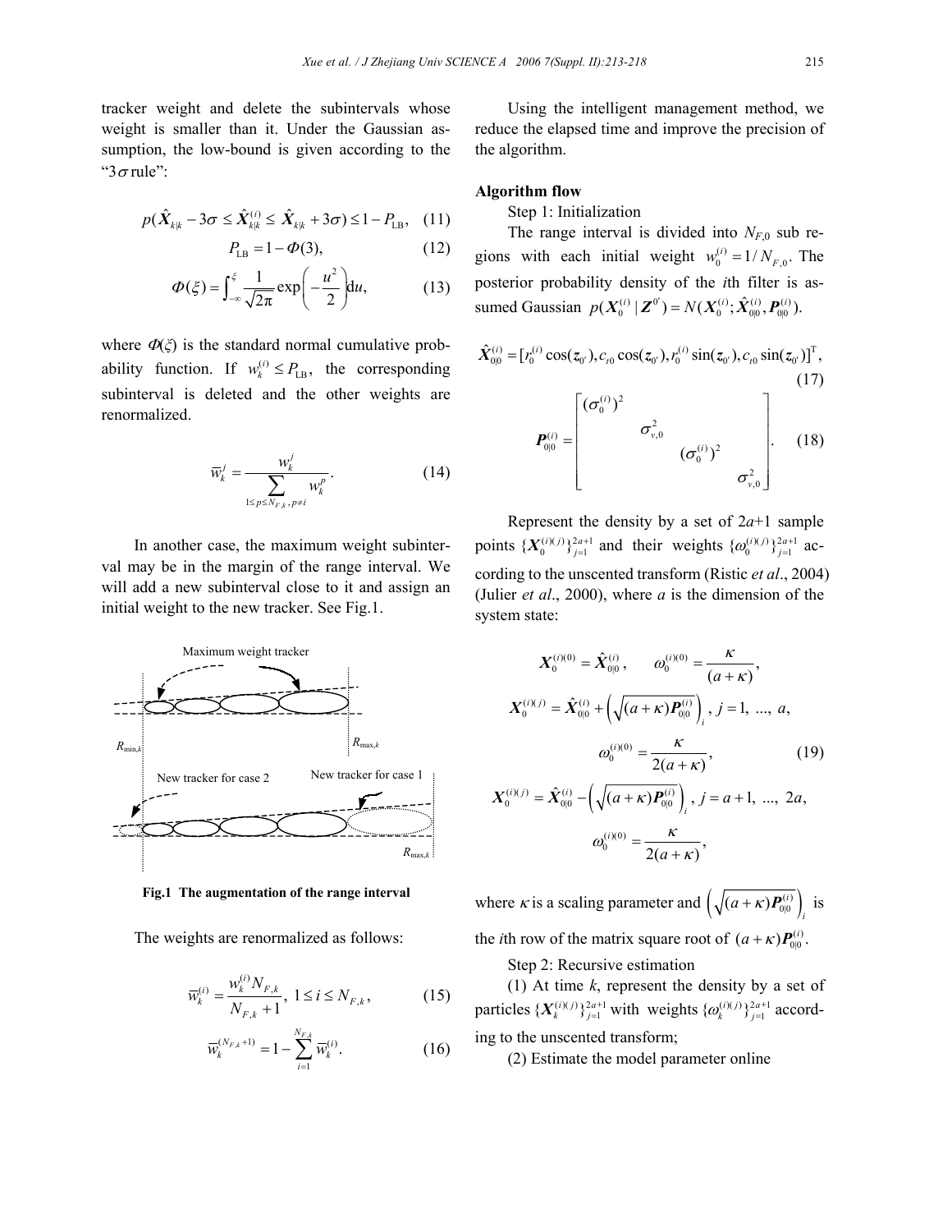tracker weight and delete the subintervals whose weight is smaller than it. Under the Gaussian assumption, the low-bound is given according to the "3$\sigma$ rule":

$$p(\hat{\boldsymbol{X}}_{k|k} - 3\sigma \le \hat{\boldsymbol{X}}_{k|k}^{(i)} \le \hat{\boldsymbol{X}}_{k|k} + 3\sigma) \le 1 - P_{\mathrm{LB}}, \quad (11)$$

$$P_{\mathrm{LB}} = 1 - \Phi(3), \quad (12)$$

$$\Phi(\xi) = \int_{-\infty}^{\xi} \frac{1}{\sqrt{2\pi}} \exp\left(-\frac{u^2}{2}\right) \mathrm{d}u, \quad (13)$$

where $\Phi(\xi)$ is the standard normal cumulative probability function. If $w_k^{(i)} \le P_{\mathrm{LB}}$, the corresponding subinterval is deleted and the other weights are renormalized.

$$\overline{w}_k^j = \frac{w_k^j}{\sum_{1 \le p \le N_{F,k}, p \ne i} w_k^p}. \quad (14)$$

In another case, the maximum weight subinterval may be in the margin of the range interval. We will add a new subinterval close to it and assign an initial weight to the new tracker. See Fig.1.

**Fig.1 The augmentation of the range interval**

The weights are renormalized as follows:

$$\overline{w}_k^{(i)} = \frac{w_k^{(i)} N_{F,k}}{N_{F,k} + 1}, \ 1 \le i \le N_{F,k}, \quad (15)$$

$$\overline{w}_k^{(N_{F,k}+1)} = 1 - \sum_{i=1}^{N_{F,k}} \overline{w}_k^{(i)}. \quad (16)$$

Using the intelligent management method, we reduce the elapsed time and improve the precision of the algorithm.

**Algorithm flow**

Step 1: Initialization

The range interval is divided into $N_{F,0}$ sub regions with each initial weight $w_0^{(i)} = 1/N_{F,0}$. The posterior probability density of the $i$th filter is assumed Gaussian $p(\boldsymbol{X}_0^{(i)} | \boldsymbol{Z}^{0'}) = N(\boldsymbol{X}_0^{(i)}; \hat{\boldsymbol{X}}_{0|0}^{(i)}, \boldsymbol{P}_{0|0}^{(i)})$.

$$\hat{\boldsymbol{X}}_{0|0}^{(i)} = [r_0^{(i)} \cos(z_{0'}), c_{t0} \cos(z_{0'}), r_0^{(i)} \sin(z_{0'}), c_{t0} \sin(z_{0'})]^{\mathrm{T}}, \quad (17)$$

$$\boldsymbol{P}_{0|0}^{(i)} = \begin{bmatrix} (\sigma_0^{(i)})^2 & & & \\ & \sigma_{v,0}^2 & & \\ & & (\sigma_0^{(i)})^2 & \\ & & & \sigma_{v,0}^2 \end{bmatrix}. \quad (18)$$

Represent the density by a set of $2a$+1 sample points $\{\boldsymbol{X}_0^{(i)(j)}\}_{j=1}^{2a+1}$ and their weights $\{\omega_0^{(i)(j)}\}_{j=1}^{2a+1}$ according to the unscented transform (Ristic *et al*., 2004) (Julier *et al*., 2000), where $a$ is the dimension of the system state:

$$\begin{aligned}
&\boldsymbol{X}_0^{(i)(0)} = \hat{\boldsymbol{X}}_{0|0}^{(i)}, \quad \omega_0^{(i)(0)} = \frac{\kappa}{(a+\kappa)}, \\
&\boldsymbol{X}_0^{(i)(j)} = \hat{\boldsymbol{X}}_{0|0}^{(i)} + \left(\sqrt{(a+\kappa)\boldsymbol{P}_{0|0}^{(i)}}\right)_i, \ j = 1, \ ..., \ a, \\
&\omega_0^{(i)(0)} = \frac{\kappa}{2(a+\kappa)}, \\
&\boldsymbol{X}_0^{(i)(j)} = \hat{\boldsymbol{X}}_{0|0}^{(i)} - \left(\sqrt{(a+\kappa)\boldsymbol{P}_{0|0}^{(i)}}\right)_i, \ j = a+1, \ ..., \ 2a, \\
&\omega_0^{(i)(0)} = \frac{\kappa}{2(a+\kappa)},
\end{aligned} \quad (19)$$

where $\kappa$ is a scaling parameter and $\left(\sqrt{(a+\kappa)\boldsymbol{P}_{0|0}^{(i)}}\right)_i$ is the $i$th row of the matrix square root of $(a+\kappa)\boldsymbol{P}_{0|0}^{(i)}$.

Step 2: Recursive estimation

(1) At time $k$, represent the density by a set of particles $\{\boldsymbol{X}_k^{(i)(j)}\}_{j=1}^{2a+1}$ with weights $\{\omega_k^{(i)(j)}\}_{j=1}^{2a+1}$ according to the unscented transform;

(2) Estimate the model parameter online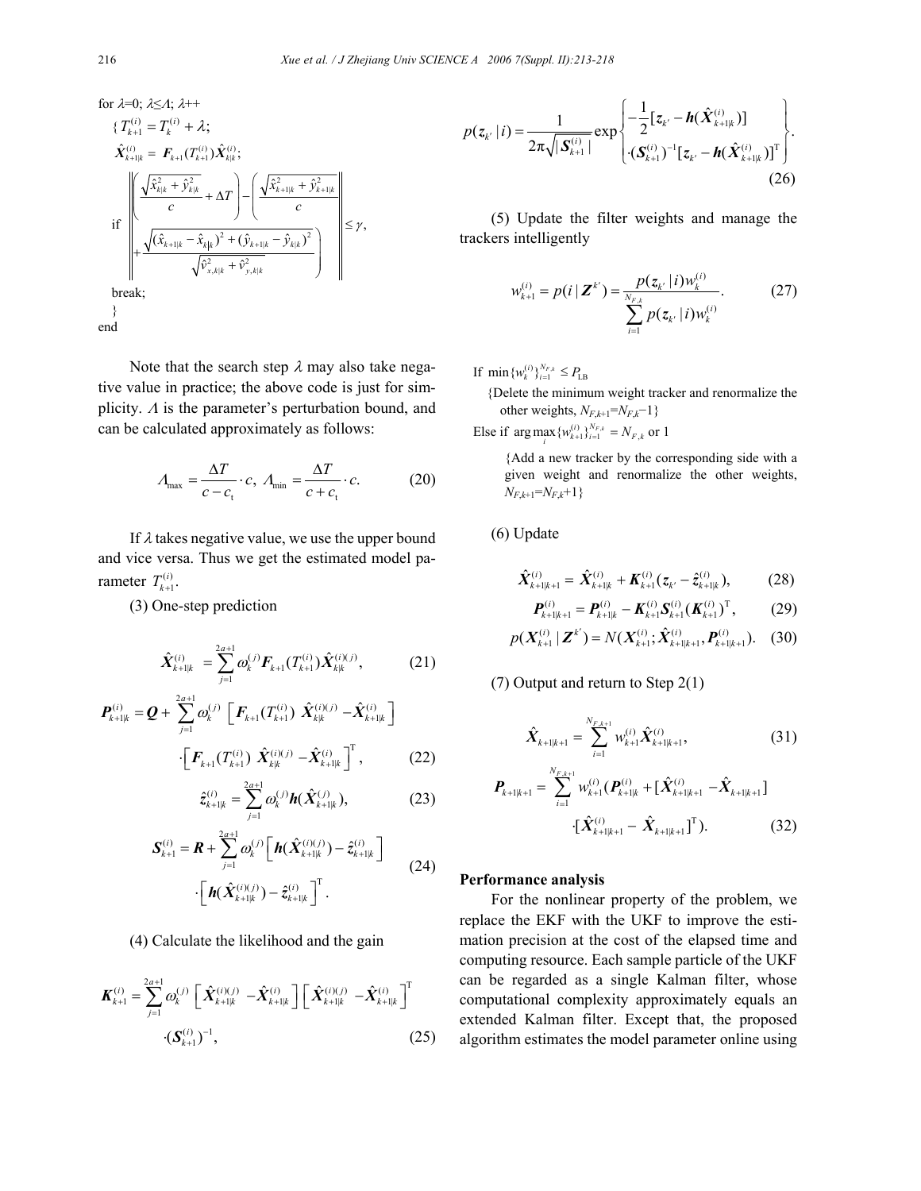```
for λ=0; λ≤Λ; λ++
  { T_{k+1}^{(i)} = T_k^{(i)} + λ;
    X̂_{k+1|k}^{(i)} = F_{k+1}(T_{k+1}^{(i)}) X̂_{k|k}^{(i)};
```

$$\text{if } \left\| \left( \frac{\sqrt{\hat{x}_{k|k}^2 + \hat{y}_{k|k}^2}}{c} + \Delta T \right) - \left( \frac{\sqrt{\hat{x}_{k+1|k}^2 + \hat{y}_{k+1|k}^2}}{c} + \frac{\sqrt{(\hat{x}_{k+1|k} - \hat{x}_{k|k})^2 + (\hat{y}_{k+1|k} - \hat{y}_{k|k})^2}}{\sqrt{\hat{v}_{x,k|k}^2 + \hat{v}_{y,k|k}^2}} \right) \right\| \le \gamma,$$

```
    break;
  }
end
```

Note that the search step $\lambda$ may also take negative value in practice; the above code is just for simplicity. $\Lambda$ is the parameter's perturbation bound, and can be calculated approximately as follows:

$$\Lambda_{\max} = \frac{\Delta T}{c - c_t} \cdot c, \ \Lambda_{\min} = \frac{\Delta T}{c + c_t} \cdot c. \tag{20}$$

If $\lambda$ takes negative value, we use the upper bound and vice versa. Thus we get the estimated model parameter $T_{k+1}^{(i)}$.

(3) One-step prediction

$$\hat{\boldsymbol{X}}_{k+1|k}^{(i)} = \sum_{j=1}^{2a+1} \omega_k^{(j)} \boldsymbol{F}_{k+1}(T_{k+1}^{(i)}) \hat{\boldsymbol{X}}_{k|k}^{(i)(j)}, \tag{21}$$

$$\boldsymbol{P}_{k+1|k}^{(i)} = \boldsymbol{Q} + \sum_{j=1}^{2a+1} \omega_k^{(j)} \left[ \boldsymbol{F}_{k+1}(T_{k+1}^{(i)}) \hat{\boldsymbol{X}}_{k|k}^{(i)(j)} - \hat{\boldsymbol{X}}_{k+1|k}^{(i)} \right] \cdot \left[ \boldsymbol{F}_{k+1}(T_{k+1}^{(i)}) \hat{\boldsymbol{X}}_{k|k}^{(i)(j)} - \hat{\boldsymbol{X}}_{k+1|k}^{(i)} \right]^{\mathrm{T}}, \tag{22}$$

$$\hat{\boldsymbol{z}}_{k+1|k}^{(i)} = \sum_{j=1}^{2a+1} \omega_k^{(j)} \boldsymbol{h}(\hat{\boldsymbol{X}}_{k+1|k}^{(j)}), \tag{23}$$

$$\boldsymbol{S}_{k+1}^{(i)} = \boldsymbol{R} + \sum_{j=1}^{2a+1} \omega_k^{(j)} \left[ \boldsymbol{h}(\hat{\boldsymbol{X}}_{k+1|k}^{(i)(j)}) - \hat{\boldsymbol{z}}_{k+1|k}^{(i)} \right] \cdot \left[ \boldsymbol{h}(\hat{\boldsymbol{X}}_{k+1|k}^{(i)(j)}) - \hat{\boldsymbol{z}}_{k+1|k}^{(i)} \right]^{\mathrm{T}}. \tag{24}$$

(4) Calculate the likelihood and the gain

$$\boldsymbol{K}_{k+1}^{(i)} = \sum_{j=1}^{2a+1} \omega_k^{(j)} \left[ \hat{\boldsymbol{X}}_{k+1|k}^{(i)(j)} - \hat{\boldsymbol{X}}_{k+1|k}^{(i)} \right] \left[ \hat{\boldsymbol{X}}_{k+1|k}^{(i)(j)} - \hat{\boldsymbol{X}}_{k+1|k}^{(i)} \right]^{\mathrm{T}} \cdot (\boldsymbol{S}_{k+1}^{(i)})^{-1}, \tag{25}$$

$$p(\boldsymbol{z}_{k'} | i) = \frac{1}{2\pi\sqrt{|\boldsymbol{S}_{k+1}^{(i)}|}} \exp\left\{ -\frac{1}{2}[\boldsymbol{z}_{k'} - \boldsymbol{h}(\hat{\boldsymbol{X}}_{k+1|k}^{(i)})] \cdot (\boldsymbol{S}_{k+1}^{(i)})^{-1} [\boldsymbol{z}_{k'} - \boldsymbol{h}(\hat{\boldsymbol{X}}_{k+1|k}^{(i)})]^{\mathrm{T}} \right\}. \tag{26}$$

(5) Update the filter weights and manage the trackers intelligently

$$w_{k+1}^{(i)} = p(i | \boldsymbol{Z}^{k'}) = \frac{p(\boldsymbol{z}_{k'} | i) w_k^{(i)}}{\sum_{i=1}^{N_{F,k}} p(\boldsymbol{z}_{k'} | i) w_k^{(i)}}. \tag{27}$$

If $\min\{w_k^{(i)}\}_{i=1}^{N_{F,k}} \le P_{\mathrm{LB}}$

{Delete the minimum weight tracker and renormalize the other weights, $N_{F,k+1}=N_{F,k}-1$}

Else if $\arg\max_i \{w_{k+1}^{(i)}\}_{i=1}^{N_{F,k}} = N_{F,k}$ or 1

{Add a new tracker by the corresponding side with a given weight and renormalize the other weights, $N_{F,k+1}=N_{F,k}+1$}

(6) Update

$$\hat{\boldsymbol{X}}_{k+1|k+1}^{(i)} = \hat{\boldsymbol{X}}_{k+1|k}^{(i)} + \boldsymbol{K}_{k+1}^{(i)} (\boldsymbol{z}_{k'} - \hat{\boldsymbol{z}}_{k+1|k}^{(i)}), \tag{28}$$

$$\boldsymbol{P}_{k+1|k+1}^{(i)} = \boldsymbol{P}_{k+1|k}^{(i)} - \boldsymbol{K}_{k+1}^{(i)} \boldsymbol{S}_{k+1}^{(i)} (\boldsymbol{K}_{k+1}^{(i)})^{\mathrm{T}}, \tag{29}$$

$$p(\boldsymbol{X}_{k+1}^{(i)} | \boldsymbol{Z}^{k'}) = N(\boldsymbol{X}_{k+1}^{(i)}; \hat{\boldsymbol{X}}_{k+1|k+1}^{(i)}, \boldsymbol{P}_{k+1|k+1}^{(i)}). \tag{30}$$

(7) Output and return to Step 2(1)

$$\hat{\boldsymbol{X}}_{k+1|k+1} = \sum_{i=1}^{N_{F,k+1}} w_{k+1}^{(i)} \hat{\boldsymbol{X}}_{k+1|k+1}^{(i)}, \tag{31}$$

$$\boldsymbol{P}_{k+1|k+1} = \sum_{i=1}^{N_{F,k+1}} w_{k+1}^{(i)} (\boldsymbol{P}_{k+1|k}^{(i)} + [\hat{\boldsymbol{X}}_{k+1|k+1}^{(i)} - \hat{\boldsymbol{X}}_{k+1|k+1}] \cdot [\hat{\boldsymbol{X}}_{k+1|k+1}^{(i)} - \hat{\boldsymbol{X}}_{k+1|k+1}]^{\mathrm{T}}). \tag{32}$$

## Performance analysis

For the nonlinear property of the problem, we replace the EKF with the UKF to improve the estimation precision at the cost of the elapsed time and computing resource. Each sample particle of the UKF can be regarded as a single Kalman filter, whose computational complexity approximately equals an extended Kalman filter. Except that, the proposed algorithm estimates the model parameter online using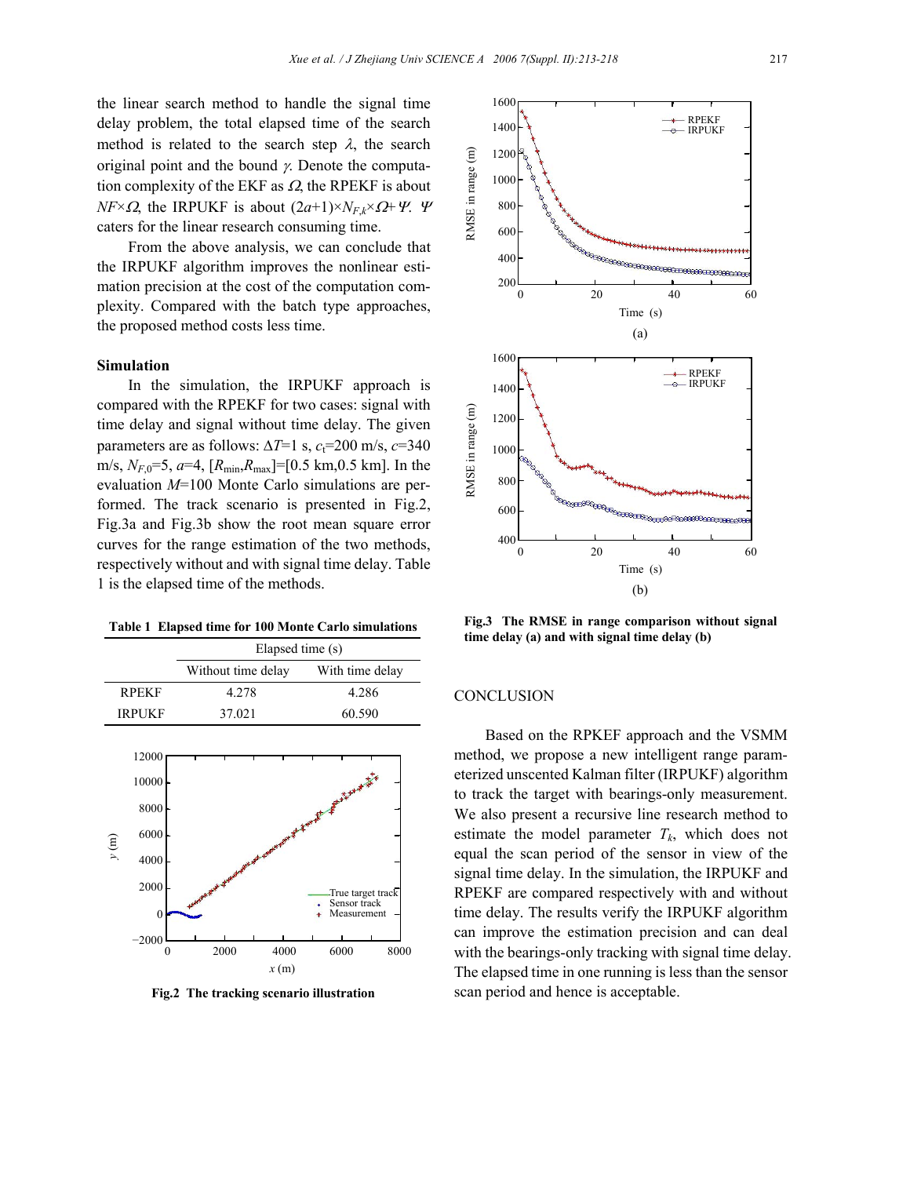the linear search method to handle the signal time delay problem, the total elapsed time of the search method is related to the search step $\lambda$, the search original point and the bound $\gamma$. Denote the computation complexity of the EKF as $\Omega$, the RPEKF is about $NF\times\Omega$, the IRPUKF is about $(2a+1)\times N_{F,k}\times\Omega+\Psi$. $\Psi$ caters for the linear research consuming time.

From the above analysis, we can conclude that the IRPUKF algorithm improves the nonlinear estimation precision at the cost of the computation complexity. Compared with the batch type approaches, the proposed method costs less time.

**Simulation**

In the simulation, the IRPUKF approach is compared with the RPEKF for two cases: signal with time delay and signal without time delay. The given parameters are as follows: $\Delta T$=1 s, $c_t$=200 m/s, $c$=340 m/s, $N_{F,0}$=5, $a$=4, [$R_{\min}$,$R_{\max}$]=[0.5 km,0.5 km]. In the evaluation $M$=100 Monte Carlo simulations are performed. The track scenario is presented in Fig.2, Fig.3a and Fig.3b show the root mean square error curves for the range estimation of the two methods, respectively without and with signal time delay. Table 1 is the elapsed time of the methods.

**Table 1 Elapsed time for 100 Monte Carlo simulations**

| | Elapsed time (s) | |
|---|---|---|
| | Without time delay | With time delay |
| RPEKF | 4.278 | 4.286 |
| IRPUKF | 37.021 | 60.590 |

**Fig.2 The tracking scenario illustration**

**Fig.3 The RMSE in range comparison without signal time delay (a) and with signal time delay (b)**

## CONCLUSION

Based on the RPKEF approach and the VSMM method, we propose a new intelligent range parameterized unscented Kalman filter (IRPUKF) algorithm to track the target with bearings-only measurement. We also present a recursive line research method to estimate the model parameter $T_k$, which does not equal the scan period of the sensor in view of the signal time delay. In the simulation, the IRPUKF and RPEKF are compared respectively with and without time delay. The results verify the IRPUKF algorithm can improve the estimation precision and can deal with the bearings-only tracking with signal time delay. The elapsed time in one running is less than the sensor scan period and hence is acceptable.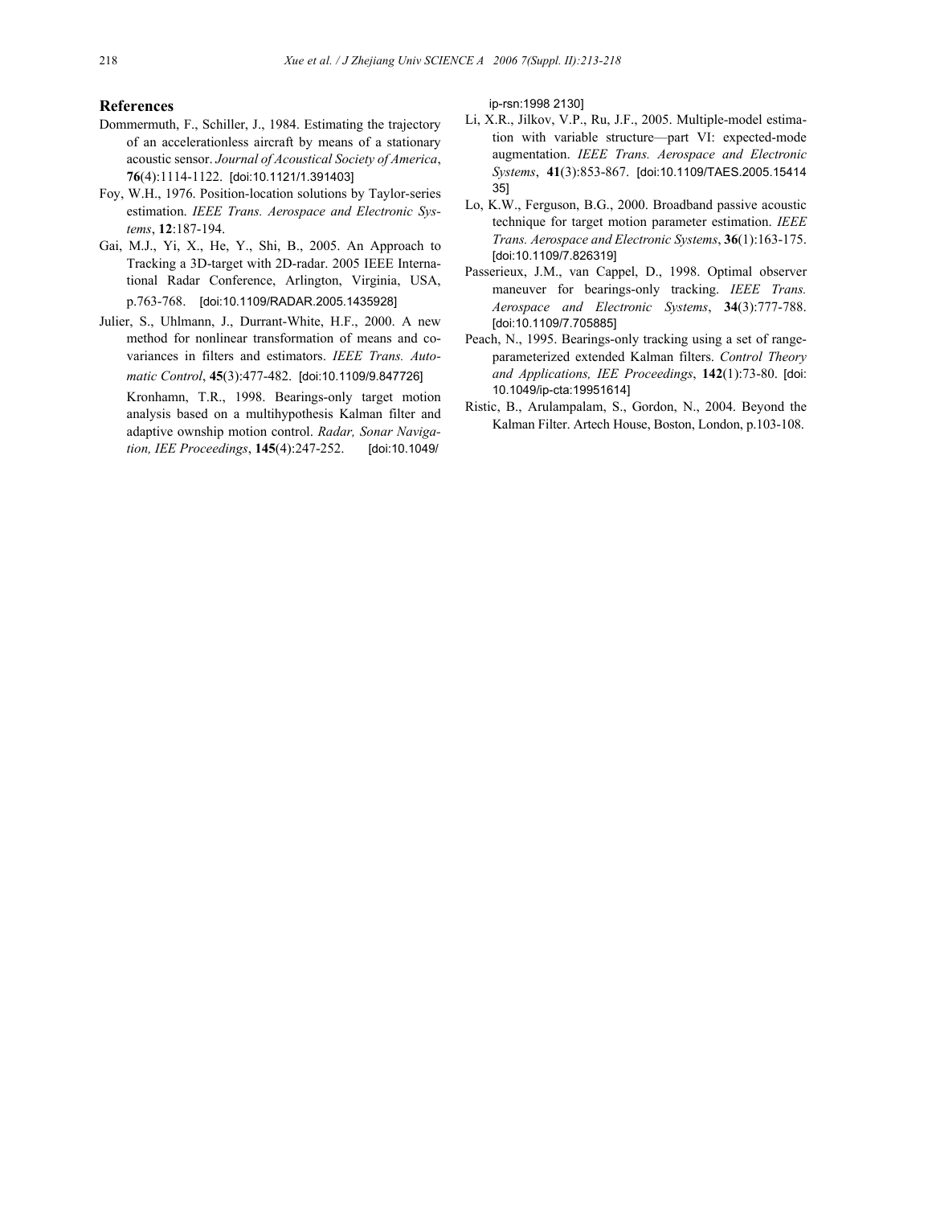## References

Dommermuth, F., Schiller, J., 1984. Estimating the trajectory of an accelerationless aircraft by means of a stationary acoustic sensor. *Journal of Acoustical Society of America*, **76**(4):1114-1122. [doi:10.1121/1.391403]

Foy, W.H., 1976. Position-location solutions by Taylor-series estimation. *IEEE Trans. Aerospace and Electronic Systems*, **12**:187-194.

Gai, M.J., Yi, X., He, Y., Shi, B., 2005. An Approach to Tracking a 3D-target with 2D-radar. 2005 IEEE International Radar Conference, Arlington, Virginia, USA, p.763-768. [doi:10.1109/RADAR.2005.1435928]

Julier, S., Uhlmann, J., Durrant-White, H.F., 2000. A new method for nonlinear transformation of means and covariances in filters and estimators. *IEEE Trans. Automatic Control*, **45**(3):477-482. [doi:10.1109/9.847726]

Kronhamn, T.R., 1998. Bearings-only target motion analysis based on a multihypothesis Kalman filter and adaptive ownship motion control. *Radar, Sonar Navigation, IEE Proceedings*, **145**(4):247-252. [doi:10.1049/ip-rsn:1998 2130]

Li, X.R., Jilkov, V.P., Ru, J.F., 2005. Multiple-model estimation with variable structure—part VI: expected-mode augmentation. *IEEE Trans. Aerospace and Electronic Systems*, **41**(3):853-867. [doi:10.1109/TAES.2005.1541435]

Lo, K.W., Ferguson, B.G., 2000. Broadband passive acoustic technique for target motion parameter estimation. *IEEE Trans. Aerospace and Electronic Systems*, **36**(1):163-175. [doi:10.1109/7.826319]

Passerieux, J.M., van Cappel, D., 1998. Optimal observer maneuver for bearings-only tracking. *IEEE Trans. Aerospace and Electronic Systems*, **34**(3):777-788. [doi:10.1109/7.705885]

Peach, N., 1995. Bearings-only tracking using a set of range-parameterized extended Kalman filters. *Control Theory and Applications, IEE Proceedings*, **142**(1):73-80. [doi:10.1049/ip-cta:19951614]

Ristic, B., Arulampalam, S., Gordon, N., 2004. Beyond the Kalman Filter. Artech House, Boston, London, p.103-108.